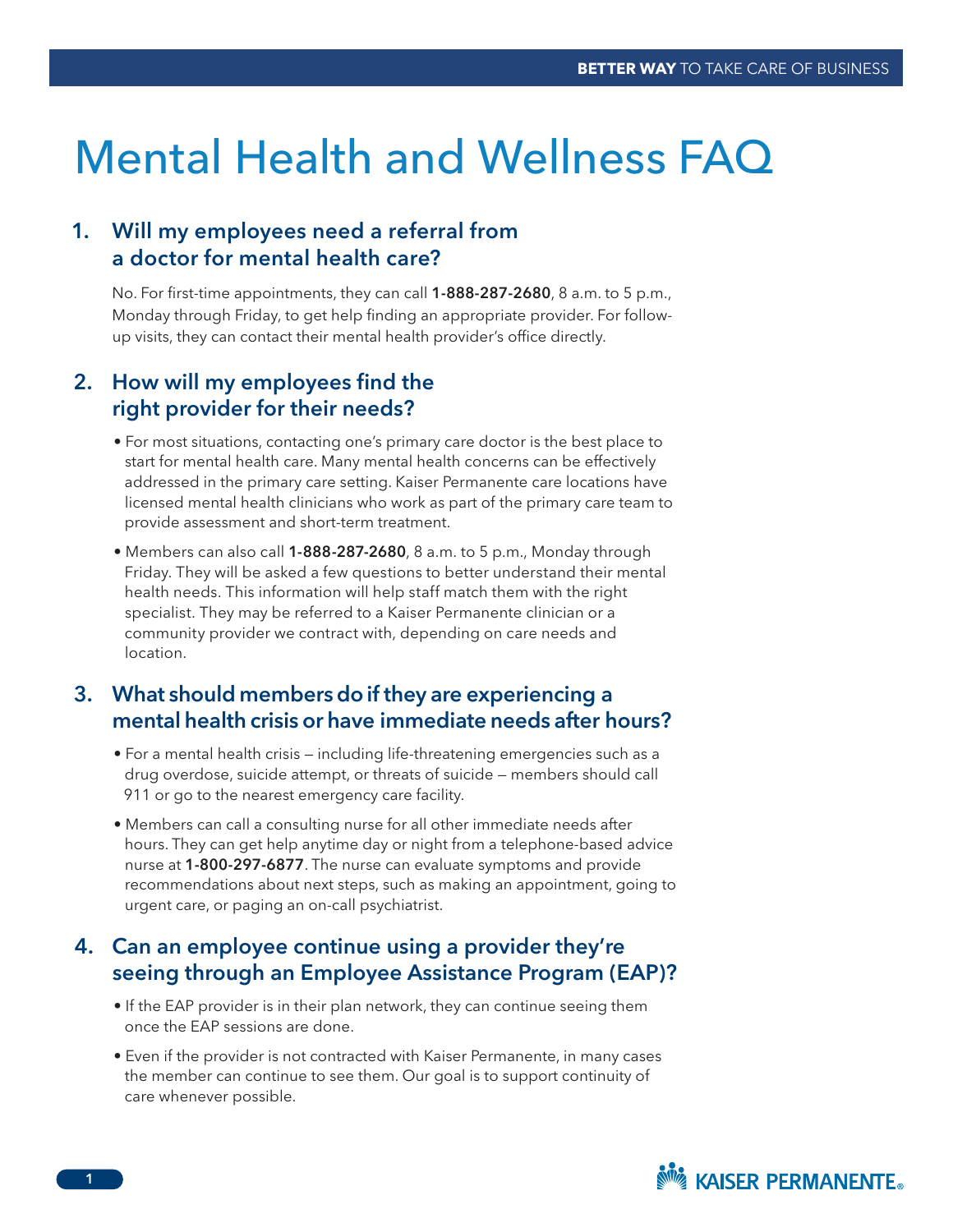# Mental Health and Wellness FAQ

## 1. Will my employees need a referral from a doctor for mental health care?

No. For first-time appointments, they can call **1-888-287-2680**, 8 a.m. to 5 p.m., Monday through Friday, to get help finding an appropriate provider. For follow-up visits, they can contact their mental health provider's office directly.

## 2. How will my employees find the right provider for their needs?

- For most situations, contacting one's primary care doctor is the best place to start for mental health care. Many mental health concerns can be effectively addressed in the primary care setting. Kaiser Permanente care locations have licensed mental health clinicians who work as part of the primary care team to provide assessment and short-term treatment.
- Members can also call **1-888-287-2680**, 8 a.m. to 5 p.m., Monday through Friday. They will be asked a few questions to better understand their mental health needs. This information will help staff match them with the right specialist. They may be referred to a Kaiser Permanente clinician or a community provider we contract with, depending on care needs and location.

## 3. What should members do if they are experiencing a mental health crisis or have immediate needs after hours?

- For a mental health crisis — including life-threatening emergencies such as a drug overdose, suicide attempt, or threats of suicide — members should call 911 or go to the nearest emergency care facility.
- Members can call a consulting nurse for all other immediate needs after hours. They can get help anytime day or night from a telephone-based advice nurse at **1-800-297-6877**. The nurse can evaluate symptoms and provide recommendations about next steps, such as making an appointment, going to urgent care, or paging an on-call psychiatrist.

## 4. Can an employee continue using a provider they're seeing through an Employee Assistance Program (EAP)?

- If the EAP provider is in their plan network, they can continue seeing them once the EAP sessions are done.
- Even if the provider is not contracted with Kaiser Permanente, in many cases the member can continue to see them. Our goal is to support continuity of care whenever possible.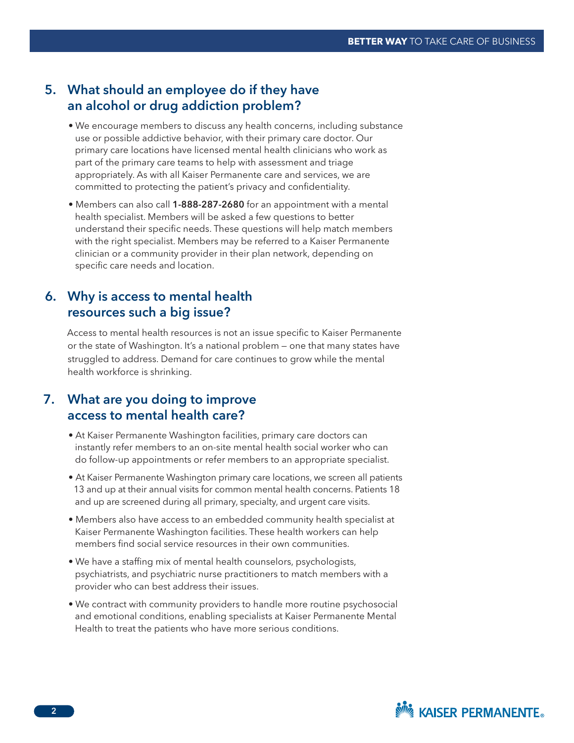## 5. What should an employee do if they have an alcohol or drug addiction problem?

- We encourage members to discuss any health concerns, including substance use or possible addictive behavior, with their primary care doctor. Our primary care locations have licensed mental health clinicians who work as part of the primary care teams to help with assessment and triage appropriately. As with all Kaiser Permanente care and services, we are committed to protecting the patient's privacy and confidentiality.
- Members can also call **1-888-287-2680** for an appointment with a mental health specialist. Members will be asked a few questions to better understand their specific needs. These questions will help match members with the right specialist. Members may be referred to a Kaiser Permanente clinician or a community provider in their plan network, depending on specific care needs and location.

## 6. Why is access to mental health resources such a big issue?

Access to mental health resources is not an issue specific to Kaiser Permanente or the state of Washington. It's a national problem — one that many states have struggled to address. Demand for care continues to grow while the mental health workforce is shrinking.

## 7. What are you doing to improve access to mental health care?

- At Kaiser Permanente Washington facilities, primary care doctors can instantly refer members to an on-site mental health social worker who can do follow-up appointments or refer members to an appropriate specialist.
- At Kaiser Permanente Washington primary care locations, we screen all patients 13 and up at their annual visits for common mental health concerns. Patients 18 and up are screened during all primary, specialty, and urgent care visits.
- Members also have access to an embedded community health specialist at Kaiser Permanente Washington facilities. These health workers can help members find social service resources in their own communities.
- We have a staffing mix of mental health counselors, psychologists, psychiatrists, and psychiatric nurse practitioners to match members with a provider who can best address their issues.
- We contract with community providers to handle more routine psychosocial and emotional conditions, enabling specialists at Kaiser Permanente Mental Health to treat the patients who have more serious conditions.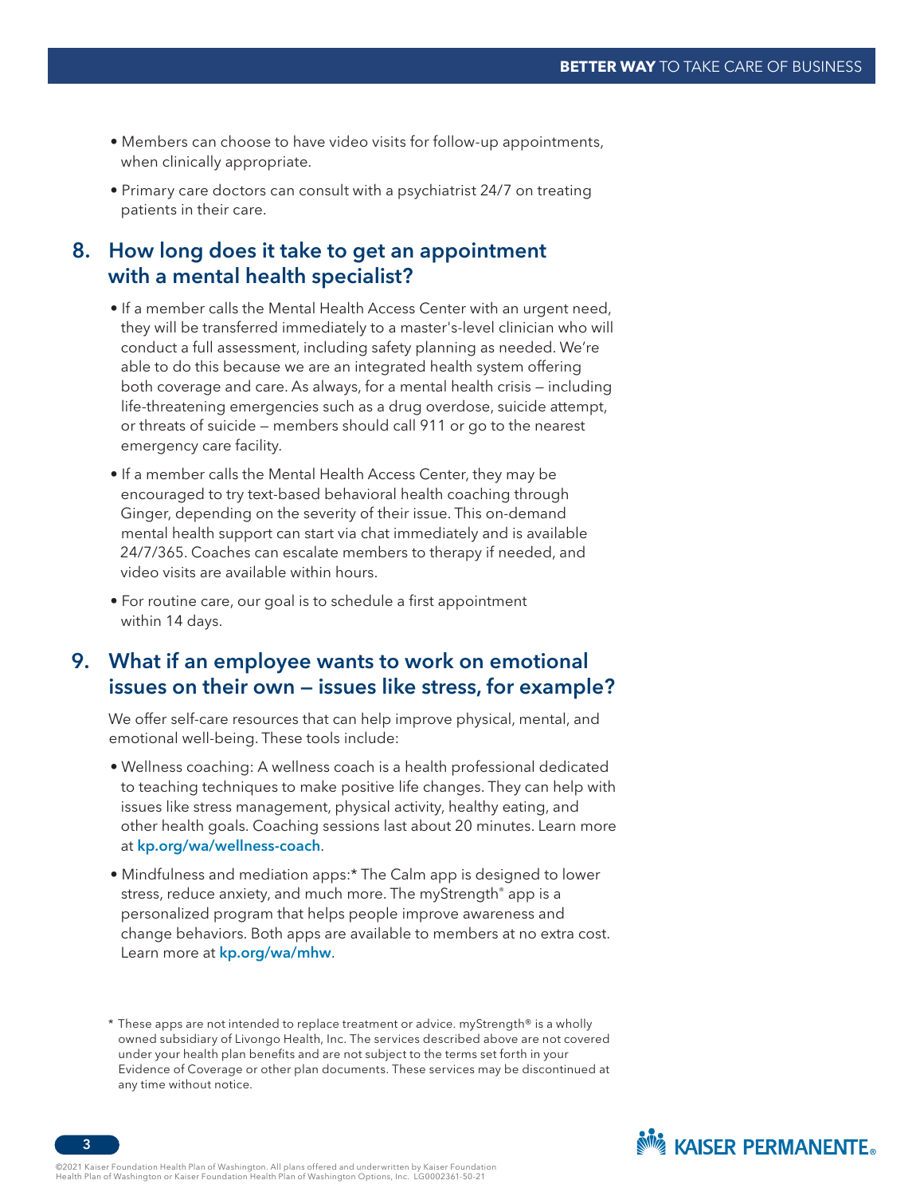- Members can choose to have video visits for follow-up appointments, when clinically appropriate.
- Primary care doctors can consult with a psychiatrist 24/7 on treating patients in their care.

## 8. How long does it take to get an appointment with a mental health specialist?

- If a member calls the Mental Health Access Center with an urgent need, they will be transferred immediately to a master's-level clinician who will conduct a full assessment, including safety planning as needed. We're able to do this because we are an integrated health system offering both coverage and care. As always, for a mental health crisis — including life-threatening emergencies such as a drug overdose, suicide attempt, or threats of suicide — members should call 911 or go to the nearest emergency care facility.
- If a member calls the Mental Health Access Center, they may be encouraged to try text-based behavioral health coaching through Ginger, depending on the severity of their issue. This on-demand mental health support can start via chat immediately and is available 24/7/365. Coaches can escalate members to therapy if needed, and video visits are available within hours.
- For routine care, our goal is to schedule a first appointment within 14 days.

## 9. What if an employee wants to work on emotional issues on their own — issues like stress, for example?

We offer self-care resources that can help improve physical, mental, and emotional well-being. These tools include:

- Wellness coaching: A wellness coach is a health professional dedicated to teaching techniques to make positive life changes. They can help with issues like stress management, physical activity, healthy eating, and other health goals. Coaching sessions last about 20 minutes. Learn more at **kp.org/wa/wellness-coach**.
- Mindfulness and mediation apps:* The Calm app is designed to lower stress, reduce anxiety, and much more. The myStrength® app is a personalized program that helps people improve awareness and change behaviors. Both apps are available to members at no extra cost. Learn more at **kp.org/wa/mhw**.

\* These apps are not intended to replace treatment or advice. myStrength® is a wholly owned subsidiary of Livongo Health, Inc. The services described above are not covered under your health plan benefits and are not subject to the terms set forth in your Evidence of Coverage or other plan documents. These services may be discontinued at any time without notice.

©2021 Kaiser Foundation Health Plan of Washington. All plans offered and underwritten by Kaiser Foundation Health Plan of Washington or Kaiser Foundation Health Plan of Washington Options, Inc. LG0002361-50-21